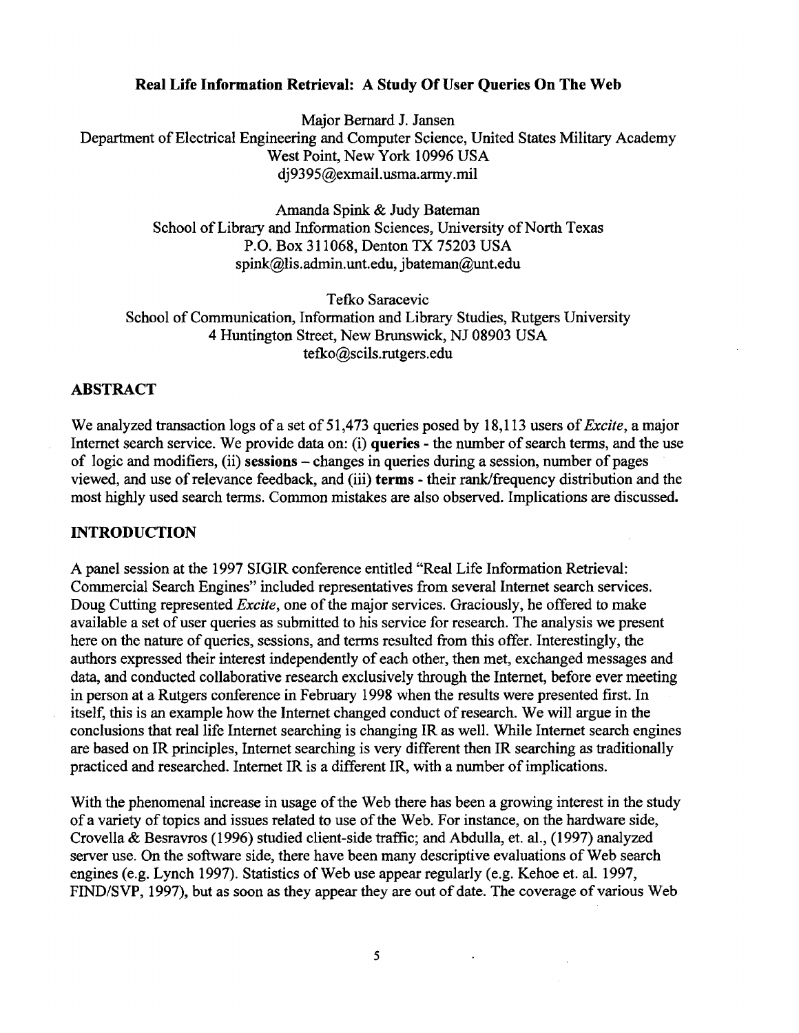# Real Life Information Retrieval: A Study Of User Queries On The Web

Major Bernard J. Jansen
Department of Electrical Engineering and Computer Science, United States Military Academy
West Point, New York 10996 USA
dj9395@exmail.usma.army.mil

Amanda Spink & Judy Bateman
School of Library and Information Sciences, University of North Texas
P.O. Box 311068, Denton TX 75203 USA
spink@lis.admin.unt.edu, jbateman@unt.edu

Tefko Saracevic
School of Communication, Information and Library Studies, Rutgers University
4 Huntington Street, New Brunswick, NJ 08903 USA
tefko@scils.rutgers.edu

## ABSTRACT

We analyzed transaction logs of a set of 51,473 queries posed by 18,113 users of *Excite*, a major Internet search service. We provide data on: (i) **queries** - the number of search terms, and the use of logic and modifiers, (ii) **sessions** – changes in queries during a session, number of pages viewed, and use of relevance feedback, and (iii) **terms** - their rank/frequency distribution and the most highly used search terms. Common mistakes are also observed. Implications are discussed.

## INTRODUCTION

A panel session at the 1997 SIGIR conference entitled "Real Life Information Retrieval: Commercial Search Engines" included representatives from several Internet search services. Doug Cutting represented *Excite*, one of the major services. Graciously, he offered to make available a set of user queries as submitted to his service for research. The analysis we present here on the nature of queries, sessions, and terms resulted from this offer. Interestingly, the authors expressed their interest independently of each other, then met, exchanged messages and data, and conducted collaborative research exclusively through the Internet, before ever meeting in person at a Rutgers conference in February 1998 when the results were presented first. In itself, this is an example how the Internet changed conduct of research. We will argue in the conclusions that real life Internet searching is changing IR as well. While Internet search engines are based on IR principles, Internet searching is very different then IR searching as traditionally practiced and researched. Internet IR is a different IR, with a number of implications.

With the phenomenal increase in usage of the Web there has been a growing interest in the study of a variety of topics and issues related to use of the Web. For instance, on the hardware side, Crovella & Besravros (1996) studied client-side traffic; and Abdulla, et. al., (1997) analyzed server use. On the software side, there have been many descriptive evaluations of Web search engines (e.g. Lynch 1997). Statistics of Web use appear regularly (e.g. Kehoe et. al. 1997, FIND/SVP, 1997), but as soon as they appear they are out of date. The coverage of various Web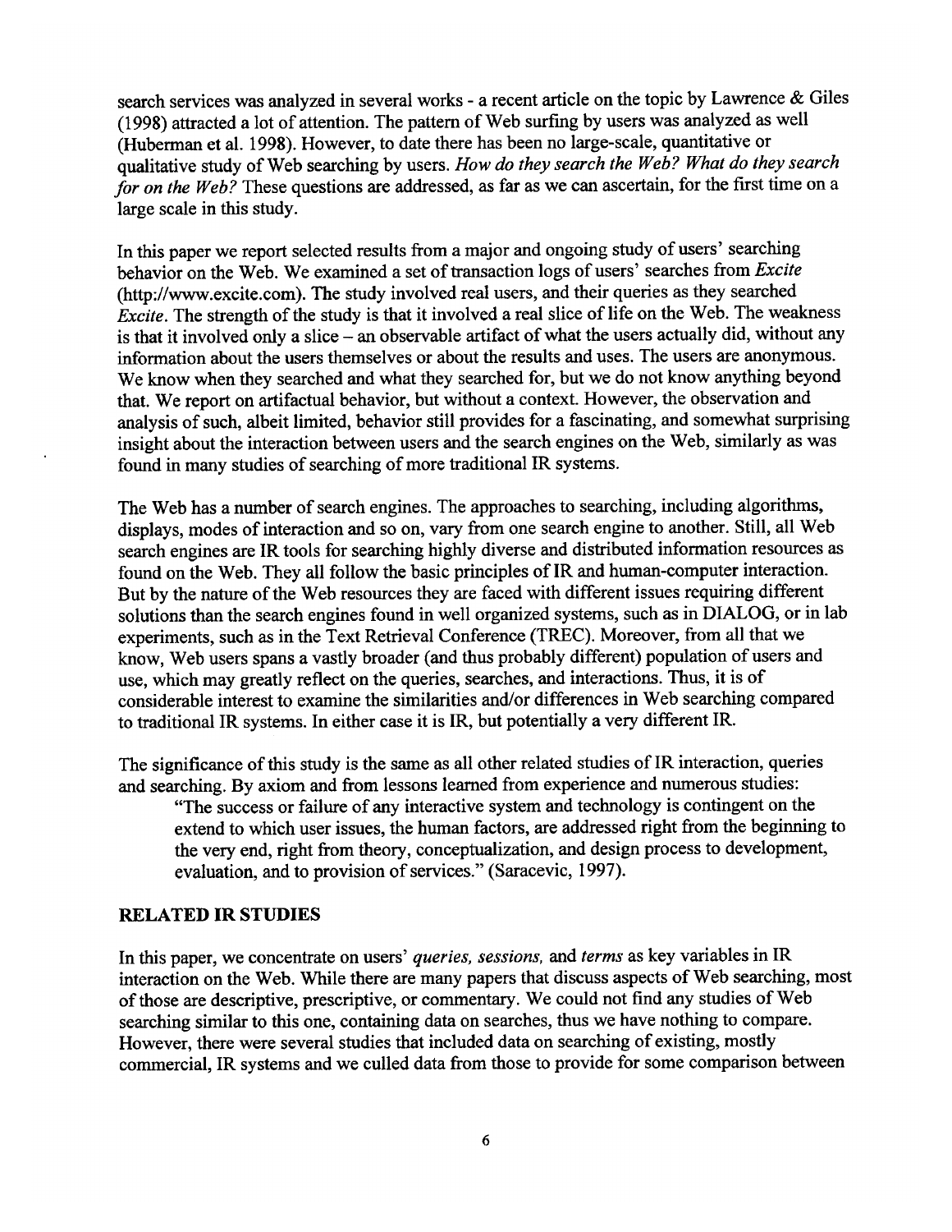search services was analyzed in several works - a recent article on the topic by Lawrence & Giles (1998) attracted a lot of attention. The pattern of Web surfing by users was analyzed as well (Huberman et al. 1998). However, to date there has been no large-scale, quantitative or qualitative study of Web searching by users. *How do they search the Web? What do they search for on the Web?* These questions are addressed, as far as we can ascertain, for the first time on a large scale in this study.

In this paper we report selected results from a major and ongoing study of users' searching behavior on the Web. We examined a set of transaction logs of users' searches from *Excite* (http://www.excite.com). The study involved real users, and their queries as they searched *Excite*. The strength of the study is that it involved a real slice of life on the Web. The weakness is that it involved only a slice – an observable artifact of what the users actually did, without any information about the users themselves or about the results and uses. The users are anonymous. We know when they searched and what they searched for, but we do not know anything beyond that. We report on artifactual behavior, but without a context. However, the observation and analysis of such, albeit limited, behavior still provides for a fascinating, and somewhat surprising insight about the interaction between users and the search engines on the Web, similarly as was found in many studies of searching of more traditional IR systems.

The Web has a number of search engines. The approaches to searching, including algorithms, displays, modes of interaction and so on, vary from one search engine to another. Still, all Web search engines are IR tools for searching highly diverse and distributed information resources as found on the Web. They all follow the basic principles of IR and human-computer interaction. But by the nature of the Web resources they are faced with different issues requiring different solutions than the search engines found in well organized systems, such as in DIALOG, or in lab experiments, such as in the Text Retrieval Conference (TREC). Moreover, from all that we know, Web users spans a vastly broader (and thus probably different) population of users and use, which may greatly reflect on the queries, searches, and interactions. Thus, it is of considerable interest to examine the similarities and/or differences in Web searching compared to traditional IR systems. In either case it is IR, but potentially a very different IR.

The significance of this study is the same as all other related studies of IR interaction, queries and searching. By axiom and from lessons learned from experience and numerous studies:

> "The success or failure of any interactive system and technology is contingent on the extend to which user issues, the human factors, are addressed right from the beginning to the very end, right from theory, conceptualization, and design process to development, evaluation, and to provision of services." (Saracevic, 1997).

## RELATED IR STUDIES

In this paper, we concentrate on users' *queries, sessions,* and *terms* as key variables in IR interaction on the Web. While there are many papers that discuss aspects of Web searching, most of those are descriptive, prescriptive, or commentary. We could not find any studies of Web searching similar to this one, containing data on searches, thus we have nothing to compare. However, there were several studies that included data on searching of existing, mostly commercial, IR systems and we culled data from those to provide for some comparison between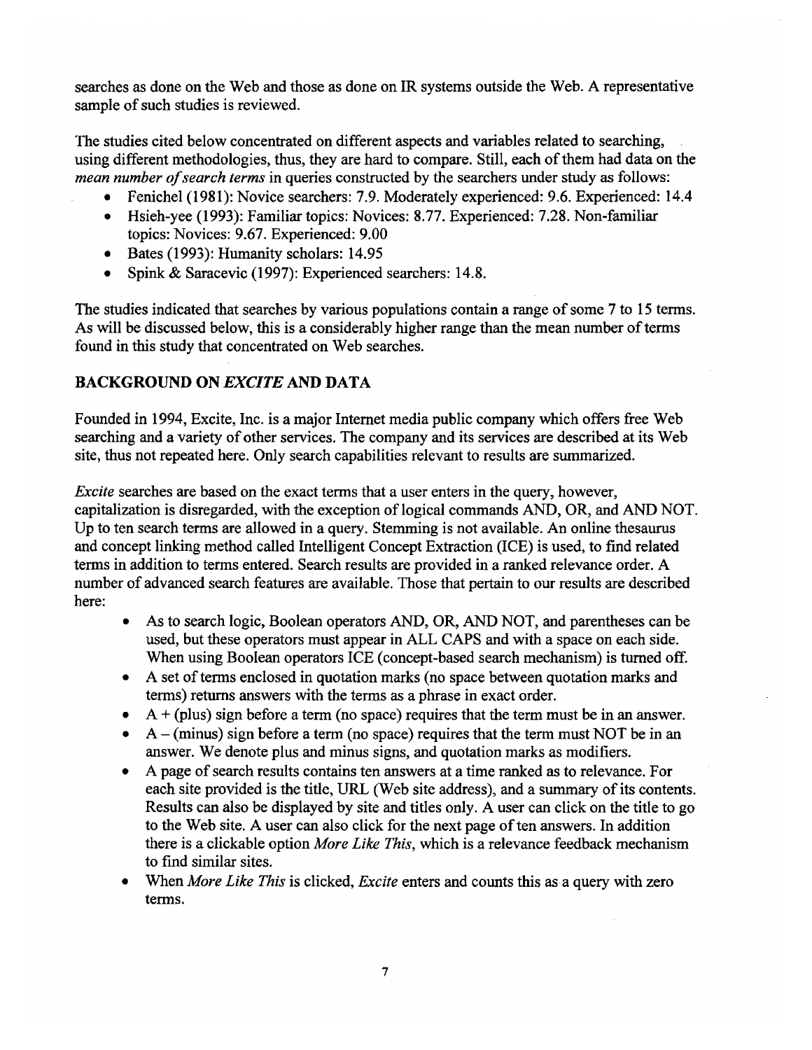searches as done on the Web and those as done on IR systems outside the Web. A representative sample of such studies is reviewed.

The studies cited below concentrated on different aspects and variables related to searching, using different methodologies, thus, they are hard to compare. Still, each of them had data on the *mean number of search terms* in queries constructed by the searchers under study as follows:

- Fenichel (1981): Novice searchers: 7.9. Moderately experienced: 9.6. Experienced: 14.4
- Hsieh-yee (1993): Familiar topics: Novices: 8.77. Experienced: 7.28. Non-familiar topics: Novices: 9.67. Experienced: 9.00
- Bates (1993): Humanity scholars: 14.95
- Spink & Saracevic (1997): Experienced searchers: 14.8.

The studies indicated that searches by various populations contain a range of some 7 to 15 terms. As will be discussed below, this is a considerably higher range than the mean number of terms found in this study that concentrated on Web searches.

## BACKGROUND ON *EXCITE* AND DATA

Founded in 1994, Excite, Inc. is a major Internet media public company which offers free Web searching and a variety of other services. The company and its services are described at its Web site, thus not repeated here. Only search capabilities relevant to results are summarized.

*Excite* searches are based on the exact terms that a user enters in the query, however, capitalization is disregarded, with the exception of logical commands AND, OR, and AND NOT. Up to ten search terms are allowed in a query. Stemming is not available. An online thesaurus and concept linking method called Intelligent Concept Extraction (ICE) is used, to find related terms in addition to terms entered. Search results are provided in a ranked relevance order. A number of advanced search features are available. Those that pertain to our results are described here:

- As to search logic, Boolean operators AND, OR, AND NOT, and parentheses can be used, but these operators must appear in ALL CAPS and with a space on each side. When using Boolean operators ICE (concept-based search mechanism) is turned off.
- A set of terms enclosed in quotation marks (no space between quotation marks and terms) returns answers with the terms as a phrase in exact order.
- A + (plus) sign before a term (no space) requires that the term must be in an answer.
- A – (minus) sign before a term (no space) requires that the term must NOT be in an answer. We denote plus and minus signs, and quotation marks as modifiers.
- A page of search results contains ten answers at a time ranked as to relevance. For each site provided is the title, URL (Web site address), and a summary of its contents. Results can also be displayed by site and titles only. A user can click on the title to go to the Web site. A user can also click for the next page of ten answers. In addition there is a clickable option *More Like This*, which is a relevance feedback mechanism to find similar sites.
- When *More Like This* is clicked, *Excite* enters and counts this as a query with zero terms.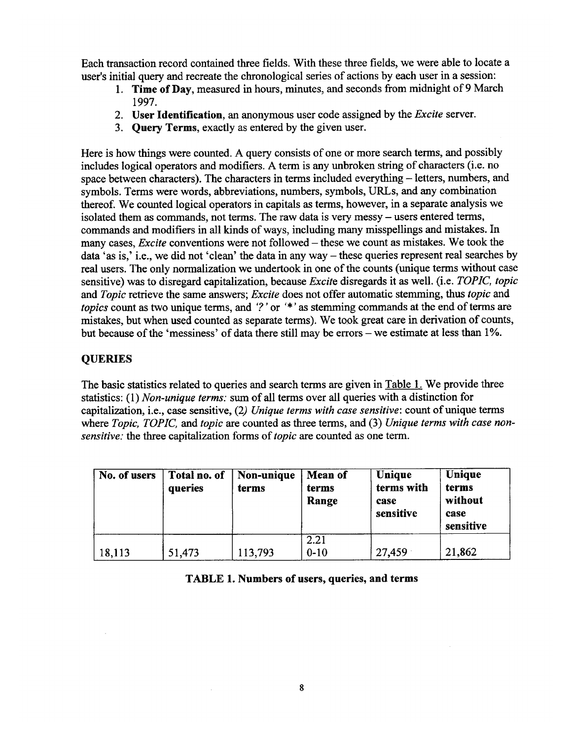Each transaction record contained three fields. With these three fields, we were able to locate a user's initial query and recreate the chronological series of actions by each user in a session:

1. **Time of Day**, measured in hours, minutes, and seconds from midnight of 9 March 1997.
2. **User Identification**, an anonymous user code assigned by the *Excite* server.
3. **Query Terms**, exactly as entered by the given user.

Here is how things were counted. A query consists of one or more search terms, and possibly includes logical operators and modifiers. A term is any unbroken string of characters (i.e. no space between characters). The characters in terms included everything – letters, numbers, and symbols. Terms were words, abbreviations, numbers, symbols, URLs, and any combination thereof. We counted logical operators in capitals as terms, however, in a separate analysis we isolated them as commands, not terms. The raw data is very messy – users entered terms, commands and modifiers in all kinds of ways, including many misspellings and mistakes. In many cases, *Excite* conventions were not followed – these we count as mistakes. We took the data 'as is,' i.e., we did not 'clean' the data in any way – these queries represent real searches by real users. The only normalization we undertook in one of the counts (unique terms without case sensitive) was to disregard capitalization, because *Excite* disregards it as well. (i.e. *TOPIC, topic* and *Topic* retrieve the same answers; *Excite* does not offer automatic stemming, thus *topic* and *topics* count as two unique terms, and *'?'* or *'*'* as stemming commands at the end of terms are mistakes, but when used counted as separate terms). We took great care in derivation of counts, but because of the 'messiness' of data there still may be errors – we estimate at less than 1%.

## QUERIES

The basic statistics related to queries and search terms are given in Table 1. We provide three statistics: (1) *Non-unique terms:* sum of all terms over all queries with a distinction for capitalization, i.e., case sensitive, (2) *Unique terms with case sensitive*: count of unique terms where *Topic, TOPIC,* and *topic* are counted as three terms, and (3) *Unique terms with case non-sensitive:* the three capitalization forms of *topic* are counted as one term.

| No. of users | Total no. of queries | Non-unique terms | Mean of terms Range | Unique terms with case sensitive | Unique terms without case sensitive |
|---|---|---|---|---|---|
| 18,113 | 51,473 | 113,793 | 2.21 0-10 | 27,459 | 21,862 |

**TABLE 1. Numbers of users, queries, and terms**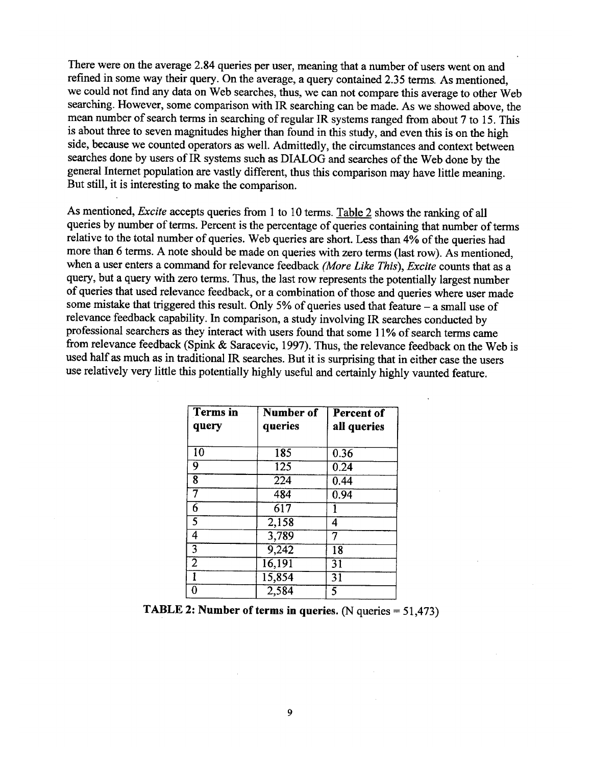There were on the average 2.84 queries per user, meaning that a number of users went on and refined in some way their query. On the average, a query contained 2.35 terms. As mentioned, we could not find any data on Web searches, thus, we can not compare this average to other Web searching. However, some comparison with IR searching can be made. As we showed above, the mean number of search terms in searching of regular IR systems ranged from about 7 to 15. This is about three to seven magnitudes higher than found in this study, and even this is on the high side, because we counted operators as well. Admittedly, the circumstances and context between searches done by users of IR systems such as DIALOG and searches of the Web done by the general Internet population are vastly different, thus this comparison may have little meaning. But still, it is interesting to make the comparison.

As mentioned, *Excite* accepts queries from 1 to 10 terms. Table 2 shows the ranking of all queries by number of terms. Percent is the percentage of queries containing that number of terms relative to the total number of queries. Web queries are short. Less than 4% of the queries had more than 6 terms. A note should be made on queries with zero terms (last row). As mentioned, when a user enters a command for relevance feedback *(More Like This)*, *Excite* counts that as a query, but a query with zero terms. Thus, the last row represents the potentially largest number of queries that used relevance feedback, or a combination of those and queries where user made some mistake that triggered this result. Only 5% of queries used that feature – a small use of relevance feedback capability. In comparison, a study involving IR searches conducted by professional searchers as they interact with users found that some 11% of search terms came from relevance feedback (Spink & Saracevic, 1997). Thus, the relevance feedback on the Web is used half as much as in traditional IR searches. But it is surprising that in either case the users use relatively very little this potentially highly useful and certainly highly vaunted feature.

| Terms in query | Number of queries | Percent of all queries |
|---|---|---|
| 10 | 185 | 0.36 |
| 9 | 125 | 0.24 |
| 8 | 224 | 0.44 |
| 7 | 484 | 0.94 |
| 6 | 617 | 1 |
| 5 | 2,158 | 4 |
| 4 | 3,789 | 7 |
| 3 | 9,242 | 18 |
| 2 | 16,191 | 31 |
| 1 | 15,854 | 31 |
| 0 | 2,584 | 5 |

**TABLE 2: Number of terms in queries.** (N queries = 51,473)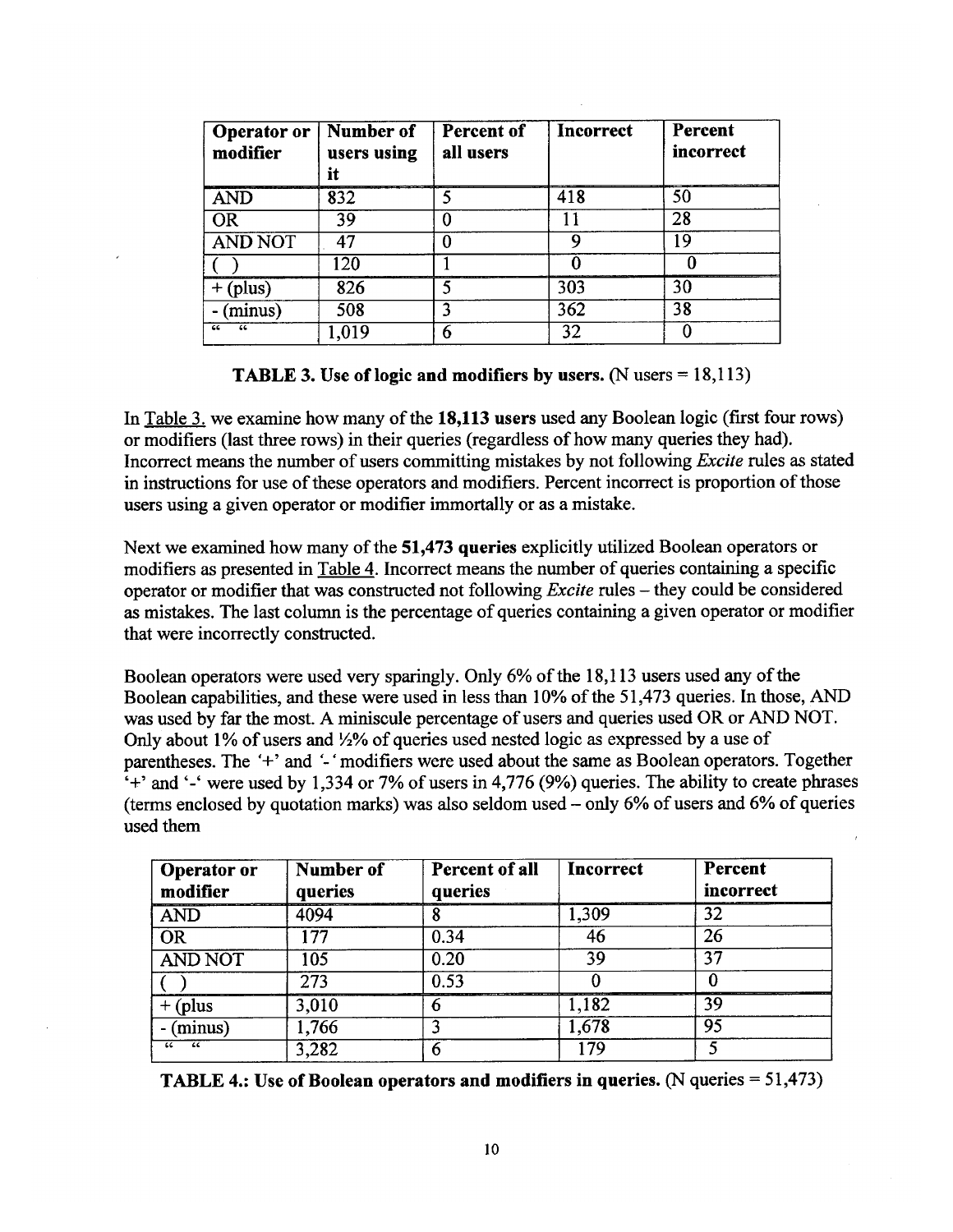| Operator or modifier | Number of users using it | Percent of all users | Incorrect | Percent incorrect |
|---|---|---|---|---|
| AND | 832 | 5 | 418 | 50 |
| OR | 39 | 0 | 11 | 28 |
| AND NOT | 47 | 0 | 9 | 19 |
| ( ) | 120 | 1 | 0 | 0 |
| + (plus) | 826 | 5 | 303 | 30 |
| - (minus) | 508 | 3 | 362 | 38 |
| " " | 1,019 | 6 | 32 | 0 |

**TABLE 3. Use of logic and modifiers by users.** (N users = 18,113)

In Table 3. we examine how many of the **18,113 users** used any Boolean logic (first four rows) or modifiers (last three rows) in their queries (regardless of how many queries they had). Incorrect means the number of users committing mistakes by not following *Excite* rules as stated in instructions for use of these operators and modifiers. Percent incorrect is proportion of those users using a given operator or modifier immortally or as a mistake.

Next we examined how many of the **51,473 queries** explicitly utilized Boolean operators or modifiers as presented in Table 4. Incorrect means the number of queries containing a specific operator or modifier that was constructed not following *Excite* rules – they could be considered as mistakes. The last column is the percentage of queries containing a given operator or modifier that were incorrectly constructed.

Boolean operators were used very sparingly. Only 6% of the 18,113 users used any of the Boolean capabilities, and these were used in less than 10% of the 51,473 queries. In those, AND was used by far the most. A miniscule percentage of users and queries used OR or AND NOT. Only about 1% of users and ½% of queries used nested logic as expressed by a use of parentheses. The '+' and '-' modifiers were used about the same as Boolean operators. Together '+' and '-' were used by 1,334 or 7% of users in 4,776 (9%) queries. The ability to create phrases (terms enclosed by quotation marks) was also seldom used – only 6% of users and 6% of queries used them

| Operator or modifier | Number of queries | Percent of all queries | Incorrect | Percent incorrect |
|---|---|---|---|---|
| AND | 4094 | 8 | 1,309 | 32 |
| OR | 177 | 0.34 | 46 | 26 |
| AND NOT | 105 | 0.20 | 39 | 37 |
| ( ) | 273 | 0.53 | 0 | 0 |
| + (plus | 3,010 | 6 | 1,182 | 39 |
| - (minus) | 1,766 | 3 | 1,678 | 95 |
| " " | 3,282 | 6 | 179 | 5 |

**TABLE 4.: Use of Boolean operators and modifiers in queries.** (N queries = 51,473)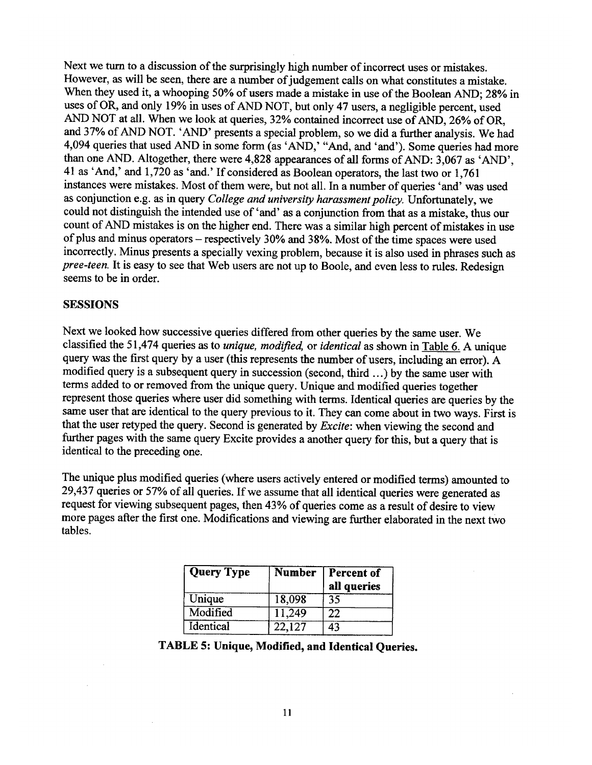Next we turn to a discussion of the surprisingly high number of incorrect uses or mistakes. However, as will be seen, there are a number of judgement calls on what constitutes a mistake. When they used it, a whooping 50% of users made a mistake in use of the Boolean AND; 28% in uses of OR, and only 19% in uses of AND NOT, but only 47 users, a negligible percent, used AND NOT at all. When we look at queries, 32% contained incorrect use of AND, 26% of OR, and 37% of AND NOT. 'AND' presents a special problem, so we did a further analysis. We had 4,094 queries that used AND in some form (as 'AND,' "And, and 'and'). Some queries had more than one AND. Altogether, there were 4,828 appearances of all forms of AND: 3,067 as 'AND', 41 as 'And,' and 1,720 as 'and.' If considered as Boolean operators, the last two or 1,761 instances were mistakes. Most of them were, but not all. In a number of queries 'and' was used as conjunction e.g. as in query *College and university harassment policy.* Unfortunately, we could not distinguish the intended use of 'and' as a conjunction from that as a mistake, thus our count of AND mistakes is on the higher end. There was a similar high percent of mistakes in use of plus and minus operators – respectively 30% and 38%. Most of the time spaces were used incorrectly. Minus presents a specially vexing problem, because it is also used in phrases such as *pree-teen.* It is easy to see that Web users are not up to Boole, and even less to rules. Redesign seems to be in order.

## SESSIONS

Next we looked how successive queries differed from other queries by the same user. We classified the 51,474 queries as to *unique, modified,* or *identical* as shown in Table 6. A unique query was the first query by a user (this represents the number of users, including an error). A modified query is a subsequent query in succession (second, third …) by the same user with terms added to or removed from the unique query. Unique and modified queries together represent those queries where user did something with terms. Identical queries are queries by the same user that are identical to the query previous to it. They can come about in two ways. First is that the user retyped the query. Second is generated by *Excite*: when viewing the second and further pages with the same query Excite provides a another query for this, but a query that is identical to the preceding one.

The unique plus modified queries (where users actively entered or modified terms) amounted to 29,437 queries or 57% of all queries. If we assume that all identical queries were generated as request for viewing subsequent pages, then 43% of queries come as a result of desire to view more pages after the first one. Modifications and viewing are further elaborated in the next two tables.

| Query Type | Number | Percent of all queries |
| --- | --- | --- |
| Unique | 18,098 | 35 |
| Modified | 11,249 | 22 |
| Identical | 22,127 | 43 |

**TABLE 5: Unique, Modified, and Identical Queries.**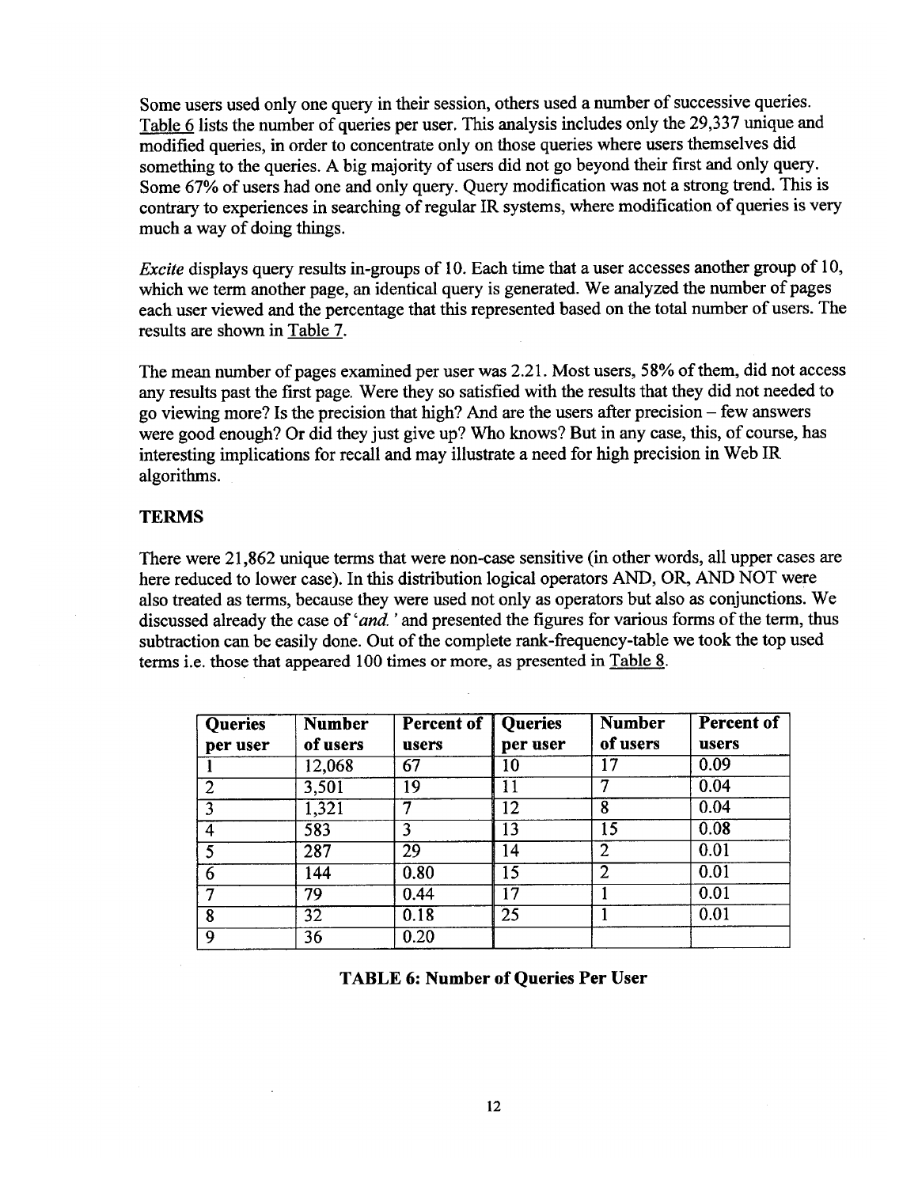Some users used only one query in their session, others used a number of successive queries. Table 6 lists the number of queries per user. This analysis includes only the 29,337 unique and modified queries, in order to concentrate only on those queries where users themselves did something to the queries. A big majority of users did not go beyond their first and only query. Some 67% of users had one and only query. Query modification was not a strong trend. This is contrary to experiences in searching of regular IR systems, where modification of queries is very much a way of doing things.

*Excite* displays query results in-groups of 10. Each time that a user accesses another group of 10, which we term another page, an identical query is generated. We analyzed the number of pages each user viewed and the percentage that this represented based on the total number of users. The results are shown in Table 7.

The mean number of pages examined per user was 2.21. Most users, 58% of them, did not access any results past the first page. Were they so satisfied with the results that they did not needed to go viewing more? Is the precision that high? And are the users after precision – few answers were good enough? Or did they just give up? Who knows? But in any case, this, of course, has interesting implications for recall and may illustrate a need for high precision in Web IR algorithms.

## TERMS

There were 21,862 unique terms that were non-case sensitive (in other words, all upper cases are here reduced to lower case). In this distribution logical operators AND, OR, AND NOT were also treated as terms, because they were used not only as operators but also as conjunctions. We discussed already the case of '*and.*' and presented the figures for various forms of the term, thus subtraction can be easily done. Out of the complete rank-frequency-table we took the top used terms i.e. those that appeared 100 times or more, as presented in Table 8.

| Queries per user | Number of users | Percent of users | Queries per user | Number of users | Percent of users |
|---|---|---|---|---|---|
| 1 | 12,068 | 67 | 10 | 17 | 0.09 |
| 2 | 3,501 | 19 | 11 | 7 | 0.04 |
| 3 | 1,321 | 7 | 12 | 8 | 0.04 |
| 4 | 583 | 3 | 13 | 15 | 0.08 |
| 5 | 287 | 29 | 14 | 2 | 0.01 |
| 6 | 144 | 0.80 | 15 | 2 | 0.01 |
| 7 | 79 | 0.44 | 17 | 1 | 0.01 |
| 8 | 32 | 0.18 | 25 | 1 | 0.01 |
| 9 | 36 | 0.20 | | | |

**TABLE 6: Number of Queries Per User**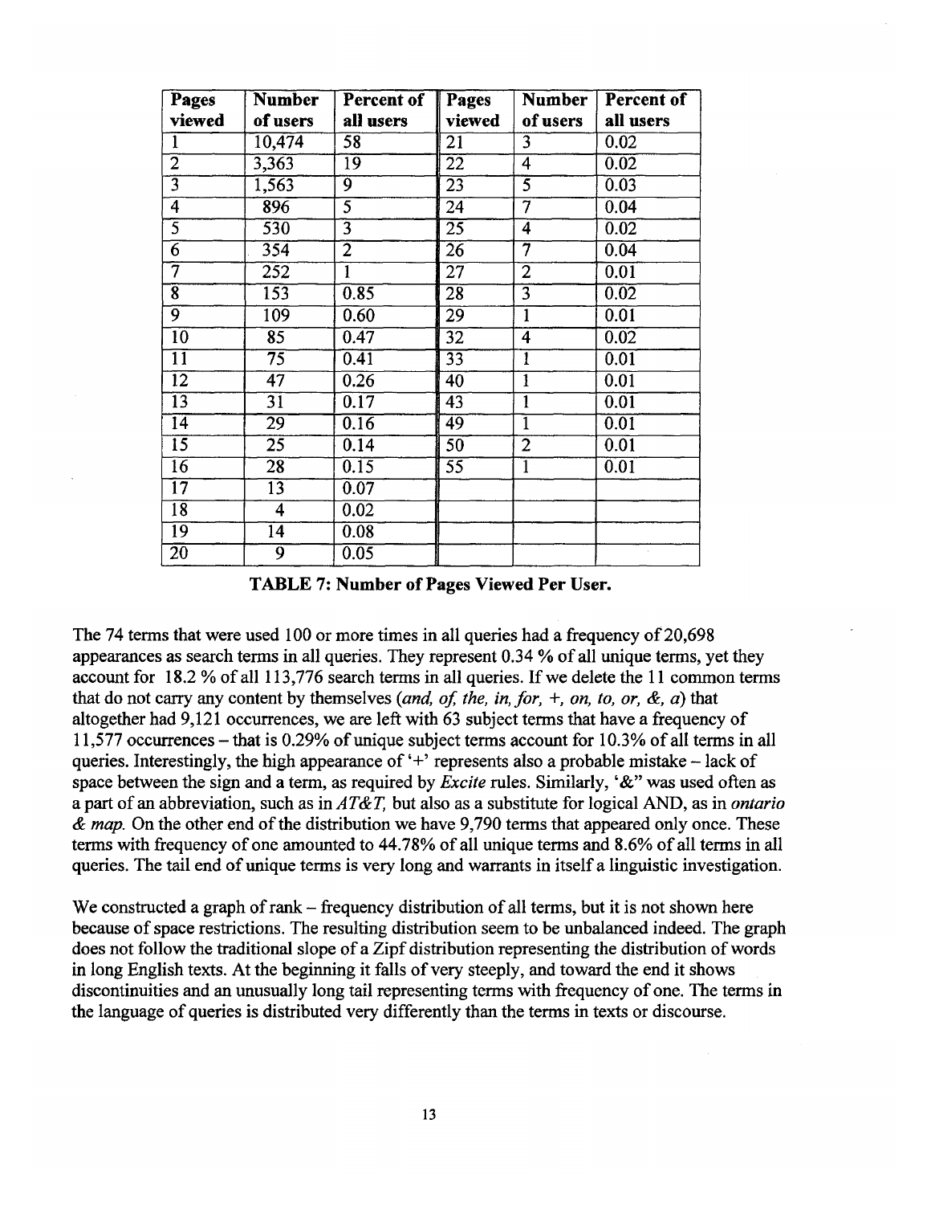| Pages viewed | Number of users | Percent of all users | Pages viewed | Number of users | Percent of all users |
|---|---|---|---|---|---|
| 1 | 10,474 | 58 | 21 | 3 | 0.02 |
| 2 | 3,363 | 19 | 22 | 4 | 0.02 |
| 3 | 1,563 | 9 | 23 | 5 | 0.03 |
| 4 | 896 | 5 | 24 | 7 | 0.04 |
| 5 | 530 | 3 | 25 | 4 | 0.02 |
| 6 | 354 | 2 | 26 | 7 | 0.04 |
| 7 | 252 | 1 | 27 | 2 | 0.01 |
| 8 | 153 | 0.85 | 28 | 3 | 0.02 |
| 9 | 109 | 0.60 | 29 | 1 | 0.01 |
| 10 | 85 | 0.47 | 32 | 4 | 0.02 |
| 11 | 75 | 0.41 | 33 | 1 | 0.01 |
| 12 | 47 | 0.26 | 40 | 1 | 0.01 |
| 13 | 31 | 0.17 | 43 | 1 | 0.01 |
| 14 | 29 | 0.16 | 49 | 1 | 0.01 |
| 15 | 25 | 0.14 | 50 | 2 | 0.01 |
| 16 | 28 | 0.15 | 55 | 1 | 0.01 |
| 17 | 13 | 0.07 | | | |
| 18 | 4 | 0.02 | | | |
| 19 | 14 | 0.08 | | | |
| 20 | 9 | 0.05 | | | |

**TABLE 7: Number of Pages Viewed Per User.**

The 74 terms that were used 100 or more times in all queries had a frequency of 20,698 appearances as search terms in all queries. They represent 0.34 % of all unique terms, yet they account for 18.2 % of all 113,776 search terms in all queries. If we delete the 11 common terms that do not carry any content by themselves *(and, of, the, in, for, +, on, to, or, &, a)* that altogether had 9,121 occurrences, we are left with 63 subject terms that have a frequency of 11,577 occurrences – that is 0.29% of unique subject terms account for 10.3% of all terms in all queries. Interestingly, the high appearance of '+' represents also a probable mistake – lack of space between the sign and a term, as required by *Excite* rules. Similarly, '&" was used often as a part of an abbreviation, such as in *AT&T,* but also as a substitute for logical AND, as in *ontario & map.* On the other end of the distribution we have 9,790 terms that appeared only once. These terms with frequency of one amounted to 44.78% of all unique terms and 8.6% of all terms in all queries. The tail end of unique terms is very long and warrants in itself a linguistic investigation.

We constructed a graph of rank – frequency distribution of all terms, but it is not shown here because of space restrictions. The resulting distribution seem to be unbalanced indeed. The graph does not follow the traditional slope of a Zipf distribution representing the distribution of words in long English texts. At the beginning it falls of very steeply, and toward the end it shows discontinuities and an unusually long tail representing terms with frequency of one. The terms in the language of queries is distributed very differently than the terms in texts or discourse.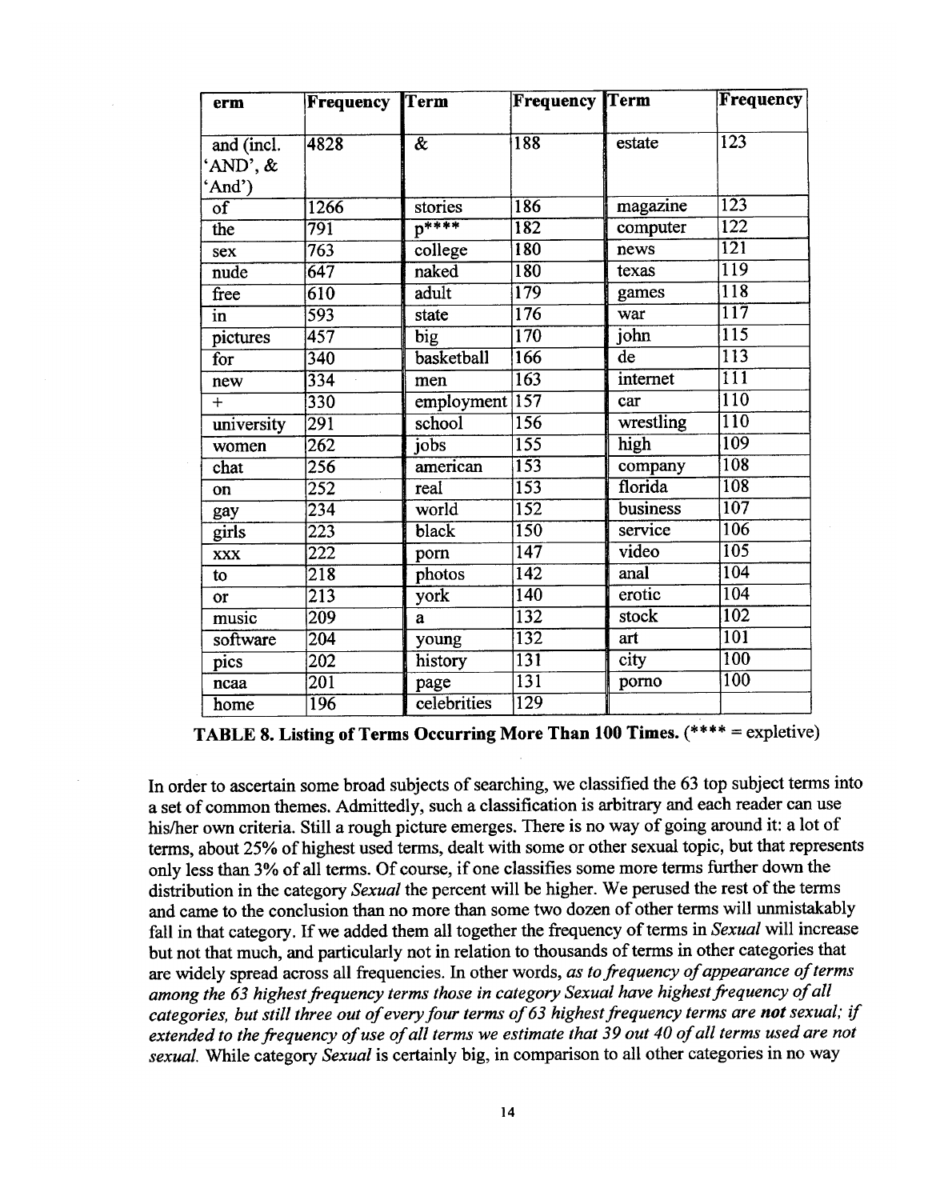| erm | Frequency | Term | Frequency | Term | Frequency |
|---|---|---|---|---|---|
| and (incl. 'AND', & 'And') | 4828 | & | 188 | estate | 123 |
| of | 1266 | stories | 186 | magazine | 123 |
| the | 791 | p**** | 182 | computer | 122 |
| sex | 763 | college | 180 | news | 121 |
| nude | 647 | naked | 180 | texas | 119 |
| free | 610 | adult | 179 | games | 118 |
| in | 593 | state | 176 | war | 117 |
| pictures | 457 | big | 170 | john | 115 |
| for | 340 | basketball | 166 | de | 113 |
| new | 334 | men | 163 | internet | 111 |
| + | 330 | employment | 157 | car | 110 |
| university | 291 | school | 156 | wrestling | 110 |
| women | 262 | jobs | 155 | high | 109 |
| chat | 256 | american | 153 | company | 108 |
| on | 252 | real | 153 | florida | 108 |
| gay | 234 | world | 152 | business | 107 |
| girls | 223 | black | 150 | service | 106 |
| xxx | 222 | porn | 147 | video | 105 |
| to | 218 | photos | 142 | anal | 104 |
| or | 213 | york | 140 | erotic | 104 |
| music | 209 | a | 132 | stock | 102 |
| software | 204 | young | 132 | art | 101 |
| pics | 202 | history | 131 | city | 100 |
| ncaa | 201 | page | 131 | porno | 100 |
| home | 196 | celebrities | 129 | | |

**TABLE 8. Listing of Terms Occurring More Than 100 Times.** (**** = expletive)

In order to ascertain some broad subjects of searching, we classified the 63 top subject terms into a set of common themes. Admittedly, such a classification is arbitrary and each reader can use his/her own criteria. Still a rough picture emerges. There is no way of going around it: a lot of terms, about 25% of highest used terms, dealt with some or other sexual topic, but that represents only less than 3% of all terms. Of course, if one classifies some more terms further down the distribution in the category *Sexual* the percent will be higher. We perused the rest of the terms and came to the conclusion than no more than some two dozen of other terms will unmistakably fall in that category. If we added them all together the frequency of terms in *Sexual* will increase but not that much, and particularly not in relation to thousands of terms in other categories that are widely spread across all frequencies. In other words, *as to frequency of appearance of terms among the 63 highest frequency terms those in category Sexual have highest frequency of all categories, but still three out of every four terms of 63 highest frequency terms are **not** sexual; if extended to the frequency of use of all terms we estimate that 39 out 40 of all terms used are not sexual.* While category *Sexual* is certainly big, in comparison to all other categories in no way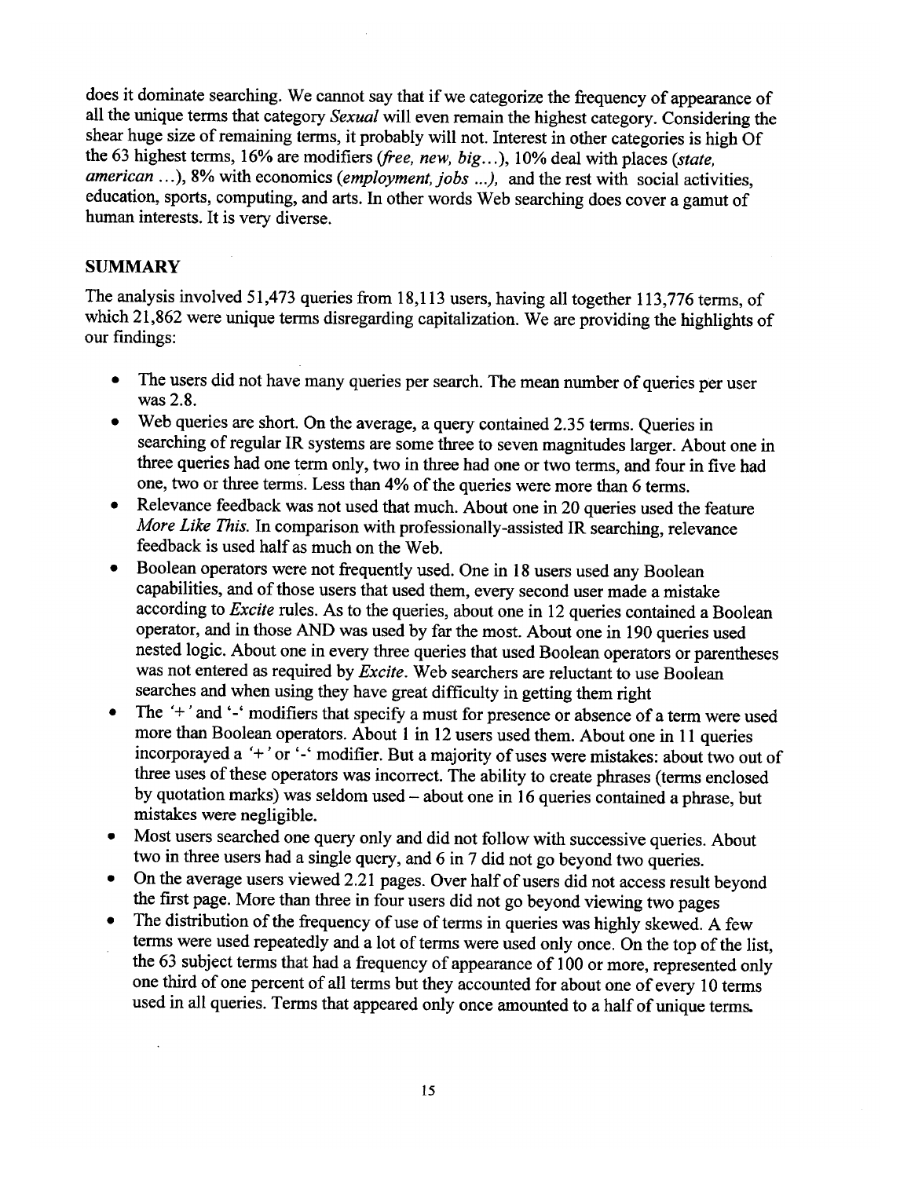does it dominate searching. We cannot say that if we categorize the frequency of appearance of all the unique terms that category *Sexual* will even remain the highest category. Considering the shear huge size of remaining terms, it probably will not. Interest in other categories is high Of the 63 highest terms, 16% are modifiers (*free, new, big*…), 10% deal with places (*state, american* …), 8% with economics (*employment, jobs …),* and the rest with social activities, education, sports, computing, and arts. In other words Web searching does cover a gamut of human interests. It is very diverse.

## SUMMARY

The analysis involved 51,473 queries from 18,113 users, having all together 113,776 terms, of which 21,862 were unique terms disregarding capitalization. We are providing the highlights of our findings:

- The users did not have many queries per search. The mean number of queries per user was 2.8.
- Web queries are short. On the average, a query contained 2.35 terms. Queries in searching of regular IR systems are some three to seven magnitudes larger. About one in three queries had one term only, two in three had one or two terms, and four in five had one, two or three terms. Less than 4% of the queries were more than 6 terms.
- Relevance feedback was not used that much. About one in 20 queries used the feature *More Like This.* In comparison with professionally-assisted IR searching, relevance feedback is used half as much on the Web.
- Boolean operators were not frequently used. One in 18 users used any Boolean capabilities, and of those users that used them, every second user made a mistake according to *Excite* rules. As to the queries, about one in 12 queries contained a Boolean operator, and in those AND was used by far the most. About one in 190 queries used nested logic. About one in every three queries that used Boolean operators or parentheses was not entered as required by *Excite*. Web searchers are reluctant to use Boolean searches and when using they have great difficulty in getting them right
- The '+' and '-' modifiers that specify a must for presence or absence of a term were used more than Boolean operators. About 1 in 12 users used them. About one in 11 queries incorporayed a '+' or '-' modifier. But a majority of uses were mistakes: about two out of three uses of these operators was incorrect. The ability to create phrases (terms enclosed by quotation marks) was seldom used – about one in 16 queries contained a phrase, but mistakes were negligible.
- Most users searched one query only and did not follow with successive queries. About two in three users had a single query, and 6 in 7 did not go beyond two queries.
- On the average users viewed 2.21 pages. Over half of users did not access result beyond the first page. More than three in four users did not go beyond viewing two pages
- The distribution of the frequency of use of terms in queries was highly skewed. A few terms were used repeatedly and a lot of terms were used only once. On the top of the list, the 63 subject terms that had a frequency of appearance of 100 or more, represented only one third of one percent of all terms but they accounted for about one of every 10 terms used in all queries. Terms that appeared only once amounted to a half of unique terms.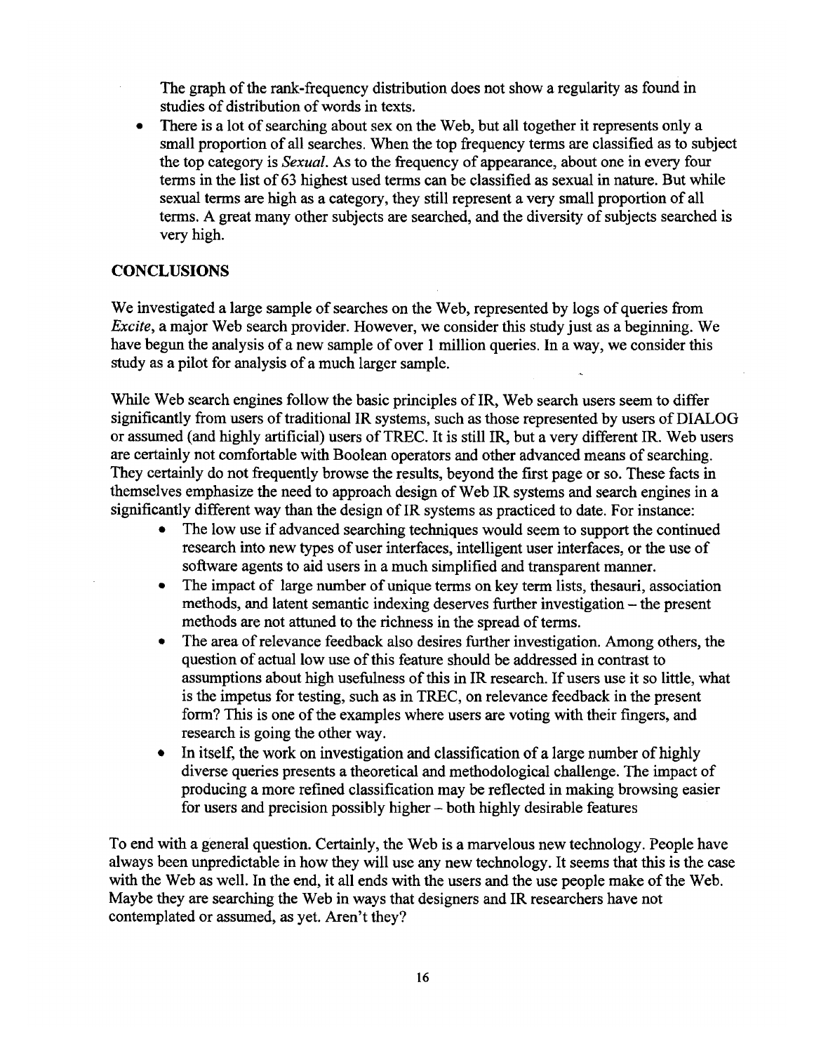The graph of the rank-frequency distribution does not show a regularity as found in studies of distribution of words in texts.

- There is a lot of searching about sex on the Web, but all together it represents only a small proportion of all searches. When the top frequency terms are classified as to subject the top category is *Sexual*. As to the frequency of appearance, about one in every four terms in the list of 63 highest used terms can be classified as sexual in nature. But while sexual terms are high as a category, they still represent a very small proportion of all terms. A great many other subjects are searched, and the diversity of subjects searched is very high.

## CONCLUSIONS

We investigated a large sample of searches on the Web, represented by logs of queries from *Excite*, a major Web search provider. However, we consider this study just as a beginning. We have begun the analysis of a new sample of over 1 million queries. In a way, we consider this study as a pilot for analysis of a much larger sample.

While Web search engines follow the basic principles of IR, Web search users seem to differ significantly from users of traditional IR systems, such as those represented by users of DIALOG or assumed (and highly artificial) users of TREC. It is still IR, but a very different IR. Web users are certainly not comfortable with Boolean operators and other advanced means of searching. They certainly do not frequently browse the results, beyond the first page or so. These facts in themselves emphasize the need to approach design of Web IR systems and search engines in a significantly different way than the design of IR systems as practiced to date. For instance:

- The low use if advanced searching techniques would seem to support the continued research into new types of user interfaces, intelligent user interfaces, or the use of software agents to aid users in a much simplified and transparent manner.
- The impact of large number of unique terms on key term lists, thesauri, association methods, and latent semantic indexing deserves further investigation – the present methods are not attuned to the richness in the spread of terms.
- The area of relevance feedback also desires further investigation. Among others, the question of actual low use of this feature should be addressed in contrast to assumptions about high usefulness of this in IR research. If users use it so little, what is the impetus for testing, such as in TREC, on relevance feedback in the present form? This is one of the examples where users are voting with their fingers, and research is going the other way.
- In itself, the work on investigation and classification of a large number of highly diverse queries presents a theoretical and methodological challenge. The impact of producing a more refined classification may be reflected in making browsing easier for users and precision possibly higher – both highly desirable features

To end with a general question. Certainly, the Web is a marvelous new technology. People have always been unpredictable in how they will use any new technology. It seems that this is the case with the Web as well. In the end, it all ends with the users and the use people make of the Web. Maybe they are searching the Web in ways that designers and IR researchers have not contemplated or assumed, as yet. Aren't they?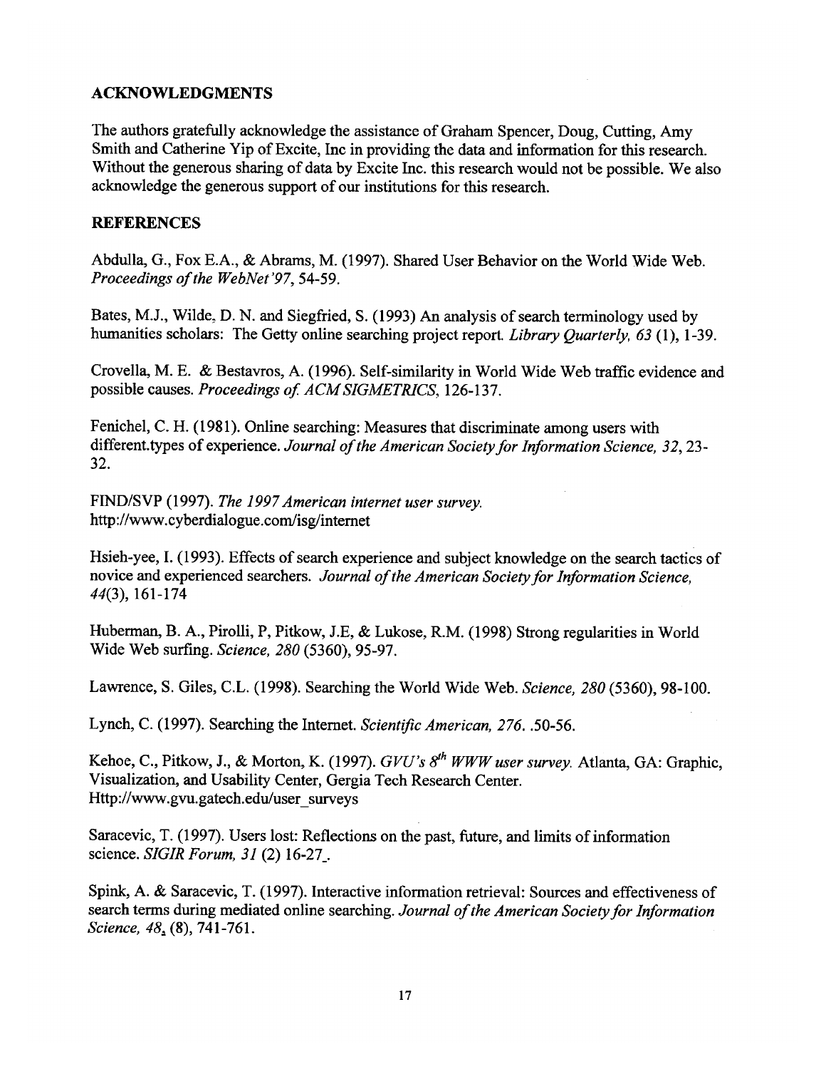## ACKNOWLEDGMENTS

The authors gratefully acknowledge the assistance of Graham Spencer, Doug, Cutting, Amy Smith and Catherine Yip of Excite, Inc in providing the data and information for this research. Without the generous sharing of data by Excite Inc. this research would not be possible. We also acknowledge the generous support of our institutions for this research.

## REFERENCES

Abdulla, G., Fox E.A., & Abrams, M. (1997). Shared User Behavior on the World Wide Web. *Proceedings of the WebNet'97*, 54-59.

Bates, M.J., Wilde, D. N. and Siegfried, S. (1993) An analysis of search terminology used by humanities scholars: The Getty online searching project report. *Library Quarterly, 63* (1), 1-39.

Crovella, M. E. & Bestavros, A. (1996). Self-similarity in World Wide Web traffic evidence and possible causes. *Proceedings of. ACM SIGMETRICS*, 126-137.

Fenichel, C. H. (1981). Online searching: Measures that discriminate among users with different.types of experience. *Journal of the American Society for Information Science, 32*, 23-32.

FIND/SVP (1997). *The 1997 American internet user survey.* http://www.cyberdialogue.com/isg/internet

Hsieh-yee, I. (1993). Effects of search experience and subject knowledge on the search tactics of novice and experienced searchers. *Journal of the American Society for Information Science, 44*(3), 161-174

Huberman, B. A., Pirolli, P, Pitkow, J.E, & Lukose, R.M. (1998) Strong regularities in World Wide Web surfing. *Science, 280* (5360), 95-97.

Lawrence, S. Giles, C.L. (1998). Searching the World Wide Web. *Science, 280* (5360), 98-100.

Lynch, C. (1997). Searching the Internet. *Scientific American, 276*. .50-56.

Kehoe, C., Pitkow, J., & Morton, K. (1997). *GVU's 8th WWW user survey.* Atlanta, GA: Graphic, Visualization, and Usability Center, Gergia Tech Research Center. Http://www.gvu.gatech.edu/user_surveys

Saracevic, T. (1997). Users lost: Reflections on the past, future, and limits of information science. *SIGIR Forum, 31* (2) 16-27_.

Spink, A. & Saracevic, T. (1997). Interactive information retrieval: Sources and effectiveness of search terms during mediated online searching. *Journal of the American Society for Information Science, 48*, (8), 741-761.